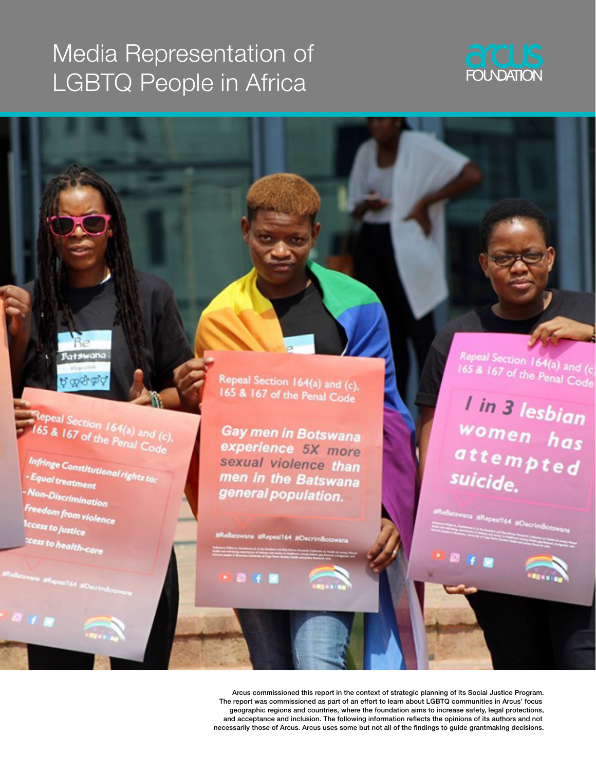# Media Representation of LGBTQ People in Africa

Arcus Foundation

Arcus commissioned this report in the context of strategic planning of its Social Justice Program. The report was commissioned as part of an effort to learn about LGBTQ communities in Arcus' focus geographic regions and countries, where the foundation aims to increase safety, legal protections, and acceptance and inclusion. The following information reflects the opinions of its authors and not necessarily those of Arcus. Arcus uses some but not all of the findings to guide grantmaking decisions.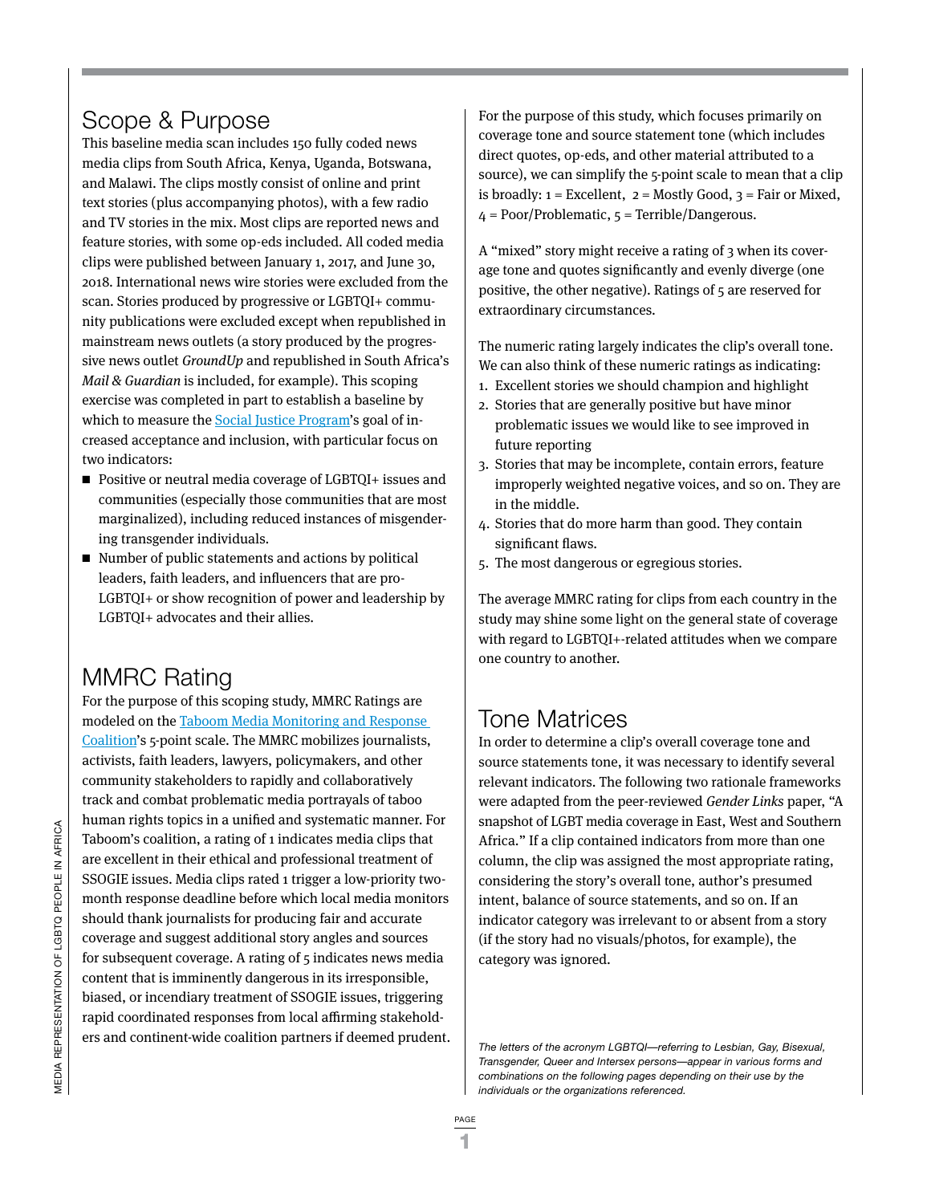## Scope & Purpose

This baseline media scan includes 150 fully coded news media clips from South Africa, Kenya, Uganda, Botswana, and Malawi. The clips mostly consist of online and print text stories (plus accompanying photos), with a few radio and TV stories in the mix. Most clips are reported news and feature stories, with some op-eds included. All coded media clips were published between January 1, 2017, and June 30, 2018. International news wire stories were excluded from the scan. Stories produced by progressive or LGBTQI+ community publications were excluded except when republished in mainstream news outlets (a story produced by the progressive news outlet *GroundUp* and republished in South Africa's *Mail & Guardian* is included, for example). This scoping exercise was completed in part to establish a baseline by which to measure the Social Justice Program's goal of increased acceptance and inclusion, with particular focus on two indicators:

- Positive or neutral media coverage of LGBTQI+ issues and communities (especially those communities that are most marginalized), including reduced instances of misgendering transgender individuals.
- Number of public statements and actions by political leaders, faith leaders, and influencers that are pro-LGBTQI+ or show recognition of power and leadership by LGBTQI+ advocates and their allies.

## MMRC Rating

For the purpose of this scoping study, MMRC Ratings are modeled on the Taboom Media Monitoring and Response Coalition's 5-point scale. The MMRC mobilizes journalists, activists, faith leaders, lawyers, policymakers, and other community stakeholders to rapidly and collaboratively track and combat problematic media portrayals of taboo human rights topics in a unified and systematic manner. For Taboom's coalition, a rating of 1 indicates media clips that are excellent in their ethical and professional treatment of SSOGIE issues. Media clips rated 1 trigger a low-priority two-month response deadline before which local media monitors should thank journalists for producing fair and accurate coverage and suggest additional story angles and sources for subsequent coverage. A rating of 5 indicates news media content that is imminently dangerous in its irresponsible, biased, or incendiary treatment of SSOGIE issues, triggering rapid coordinated responses from local affirming stakeholders and continent-wide coalition partners if deemed prudent.

For the purpose of this study, which focuses primarily on coverage tone and source statement tone (which includes direct quotes, op-eds, and other material attributed to a source), we can simplify the 5-point scale to mean that a clip is broadly: 1 = Excellent, 2 = Mostly Good, 3 = Fair or Mixed, 4 = Poor/Problematic, 5 = Terrible/Dangerous.

A "mixed" story might receive a rating of 3 when its coverage tone and quotes significantly and evenly diverge (one positive, the other negative). Ratings of 5 are reserved for extraordinary circumstances.

The numeric rating largely indicates the clip's overall tone. We can also think of these numeric ratings as indicating:

1. Excellent stories we should champion and highlight
2. Stories that are generally positive but have minor problematic issues we would like to see improved in future reporting
3. Stories that may be incomplete, contain errors, feature improperly weighted negative voices, and so on. They are in the middle.
4. Stories that do more harm than good. They contain significant flaws.
5. The most dangerous or egregious stories.

The average MMRC rating for clips from each country in the study may shine some light on the general state of coverage with regard to LGBTQI+-related attitudes when we compare one country to another.

## Tone Matrices

In order to determine a clip's overall coverage tone and source statements tone, it was necessary to identify several relevant indicators. The following two rationale frameworks were adapted from the peer-reviewed *Gender Links* paper, "A snapshot of LGBT media coverage in East, West and Southern Africa." If a clip contained indicators from more than one column, the clip was assigned the most appropriate rating, considering the story's overall tone, author's presumed intent, balance of source statements, and so on. If an indicator category was irrelevant to or absent from a story (if the story had no visuals/photos, for example), the category was ignored.

*The letters of the acronym LGBTQI—referring to Lesbian, Gay, Bisexual, Transgender, Queer and Intersex persons—appear in various forms and combinations on the following pages depending on their use by the individuals or the organizations referenced.*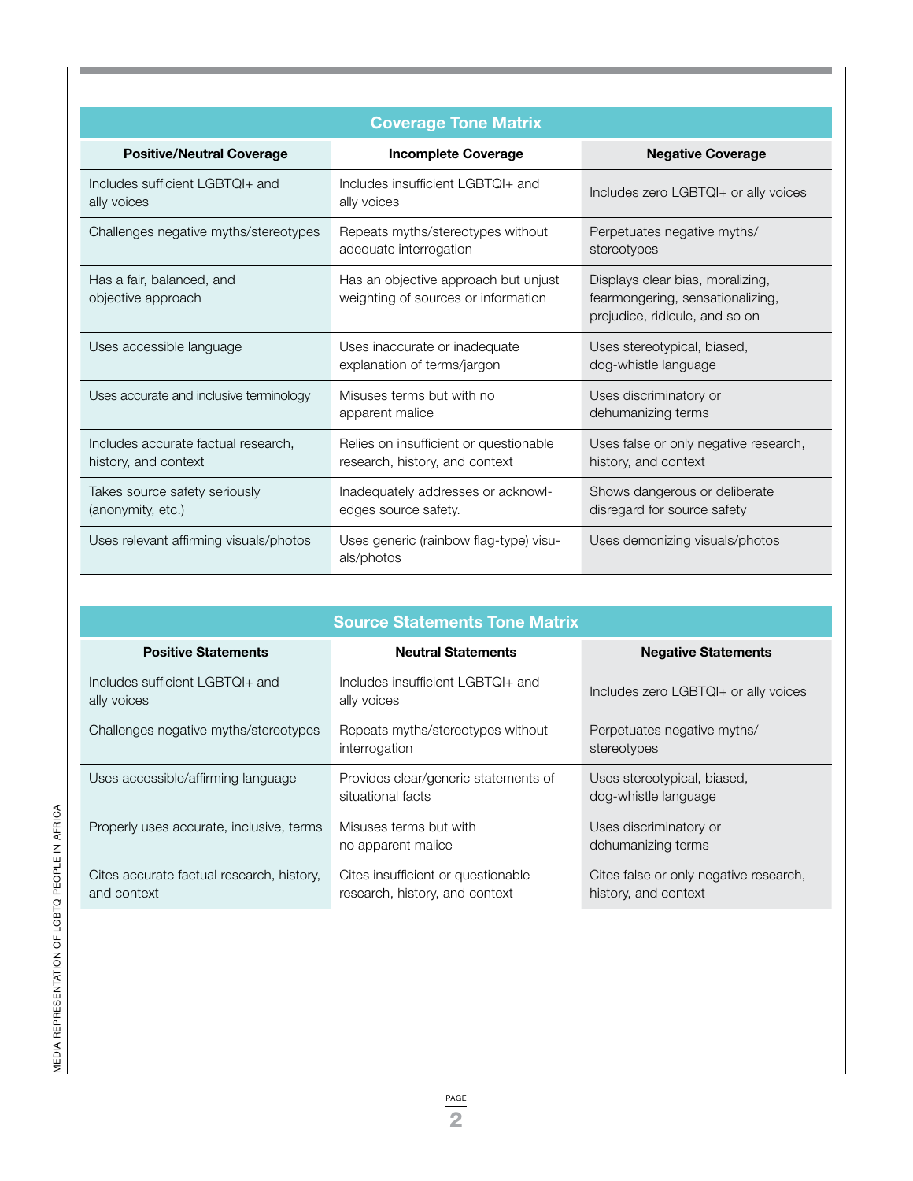## Coverage Tone Matrix

| Positive/Neutral Coverage | Incomplete Coverage | Negative Coverage |
|---|---|---|
| Includes sufficient LGBTQI+ and ally voices | Includes insufficient LGBTQI+ and ally voices | Includes zero LGBTQI+ or ally voices |
| Challenges negative myths/stereotypes | Repeats myths/stereotypes without adequate interrogation | Perpetuates negative myths/ stereotypes |
| Has a fair, balanced, and objective approach | Has an objective approach but unjust weighting of sources or information | Displays clear bias, moralizing, fearmongering, sensationalizing, prejudice, ridicule, and so on |
| Uses accessible language | Uses inaccurate or inadequate explanation of terms/jargon | Uses stereotypical, biased, dog-whistle language |
| Uses accurate and inclusive terminology | Misuses terms but with no apparent malice | Uses discriminatory or dehumanizing terms |
| Includes accurate factual research, history, and context | Relies on insufficient or questionable research, history, and context | Uses false or only negative research, history, and context |
| Takes source safety seriously (anonymity, etc.) | Inadequately addresses or acknowledges source safety. | Shows dangerous or deliberate disregard for source safety |
| Uses relevant affirming visuals/photos | Uses generic (rainbow flag-type) visuals/photos | Uses demonizing visuals/photos |

## Source Statements Tone Matrix

| Positive Statements | Neutral Statements | Negative Statements |
|---|---|---|
| Includes sufficient LGBTQI+ and ally voices | Includes insufficient LGBTQI+ and ally voices | Includes zero LGBTQI+ or ally voices |
| Challenges negative myths/stereotypes | Repeats myths/stereotypes without interrogation | Perpetuates negative myths/ stereotypes |
| Uses accessible/affirming language | Provides clear/generic statements of situational facts | Uses stereotypical, biased, dog-whistle language |
| Properly uses accurate, inclusive, terms | Misuses terms but with no apparent malice | Uses discriminatory or dehumanizing terms |
| Cites accurate factual research, history, and context | Cites insufficient or questionable research, history, and context | Cites false or only negative research, history, and context |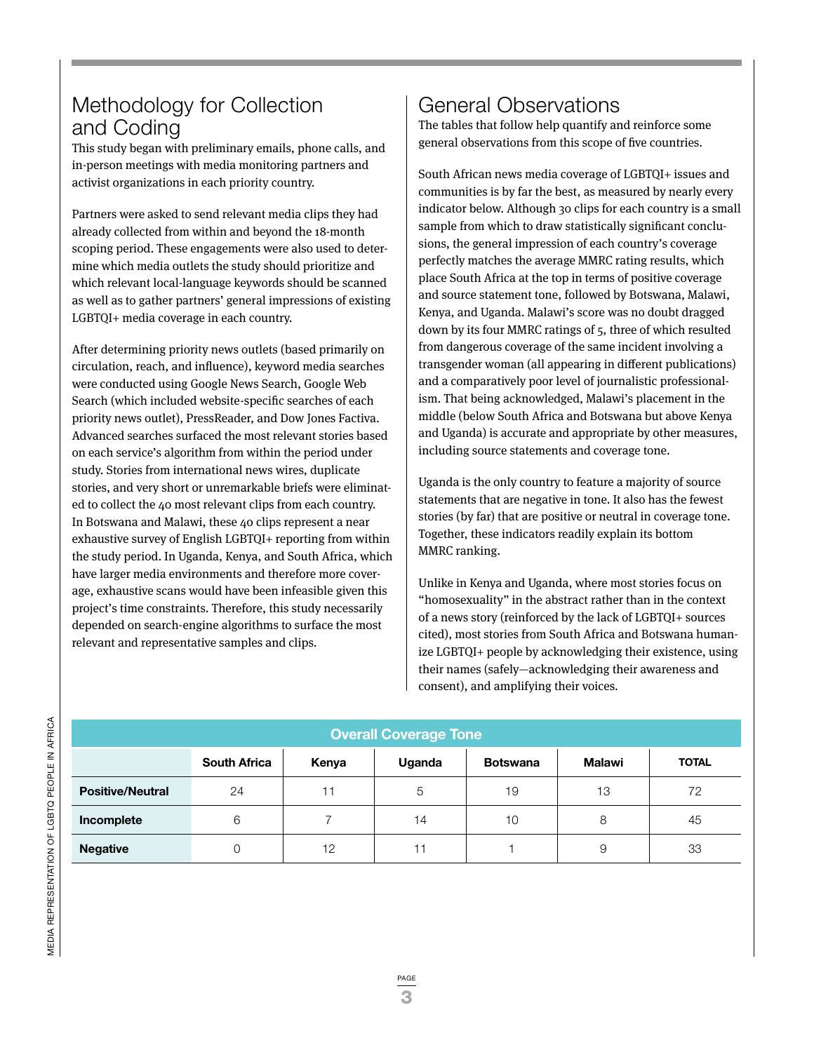## Methodology for Collection and Coding

This study began with preliminary emails, phone calls, and in-person meetings with media monitoring partners and activist organizations in each priority country.

Partners were asked to send relevant media clips they had already collected from within and beyond the 18-month scoping period. These engagements were also used to determine which media outlets the study should prioritize and which relevant local-language keywords should be scanned as well as to gather partners' general impressions of existing LGBTQI+ media coverage in each country.

After determining priority news outlets (based primarily on circulation, reach, and influence), keyword media searches were conducted using Google News Search, Google Web Search (which included website-specific searches of each priority news outlet), PressReader, and Dow Jones Factiva. Advanced searches surfaced the most relevant stories based on each service's algorithm from within the period under study. Stories from international news wires, duplicate stories, and very short or unremarkable briefs were eliminated to collect the 40 most relevant clips from each country. In Botswana and Malawi, these 40 clips represent a near exhaustive survey of English LGBTQI+ reporting from within the study period. In Uganda, Kenya, and South Africa, which have larger media environments and therefore more coverage, exhaustive scans would have been infeasible given this project's time constraints. Therefore, this study necessarily depended on search-engine algorithms to surface the most relevant and representative samples and clips.

## General Observations

The tables that follow help quantify and reinforce some general observations from this scope of five countries.

South African news media coverage of LGBTQI+ issues and communities is by far the best, as measured by nearly every indicator below. Although 30 clips for each country is a small sample from which to draw statistically significant conclusions, the general impression of each country's coverage perfectly matches the average MMRC rating results, which place South Africa at the top in terms of positive coverage and source statement tone, followed by Botswana, Malawi, Kenya, and Uganda. Malawi's score was no doubt dragged down by its four MMRC ratings of 5, three of which resulted from dangerous coverage of the same incident involving a transgender woman (all appearing in different publications) and a comparatively poor level of journalistic professionalism. That being acknowledged, Malawi's placement in the middle (below South Africa and Botswana but above Kenya and Uganda) is accurate and appropriate by other measures, including source statements and coverage tone.

Uganda is the only country to feature a majority of source statements that are negative in tone. It also has the fewest stories (by far) that are positive or neutral in coverage tone. Together, these indicators readily explain its bottom MMRC ranking.

Unlike in Kenya and Uganda, where most stories focus on "homosexuality" in the abstract rather than in the context of a news story (reinforced by the lack of LGBTQI+ sources cited), most stories from South Africa and Botswana humanize LGBTQI+ people by acknowledging their existence, using their names (safely—acknowledging their awareness and consent), and amplifying their voices.

**Overall Coverage Tone**

| | South Africa | Kenya | Uganda | Botswana | Malawi | TOTAL |
|---|---|---|---|---|---|---|
| **Positive/Neutral** | 24 | 11 | 5 | 19 | 13 | 72 |
| **Incomplete** | 6 | 7 | 14 | 10 | 8 | 45 |
| **Negative** | 0 | 12 | 11 | 1 | 9 | 33 |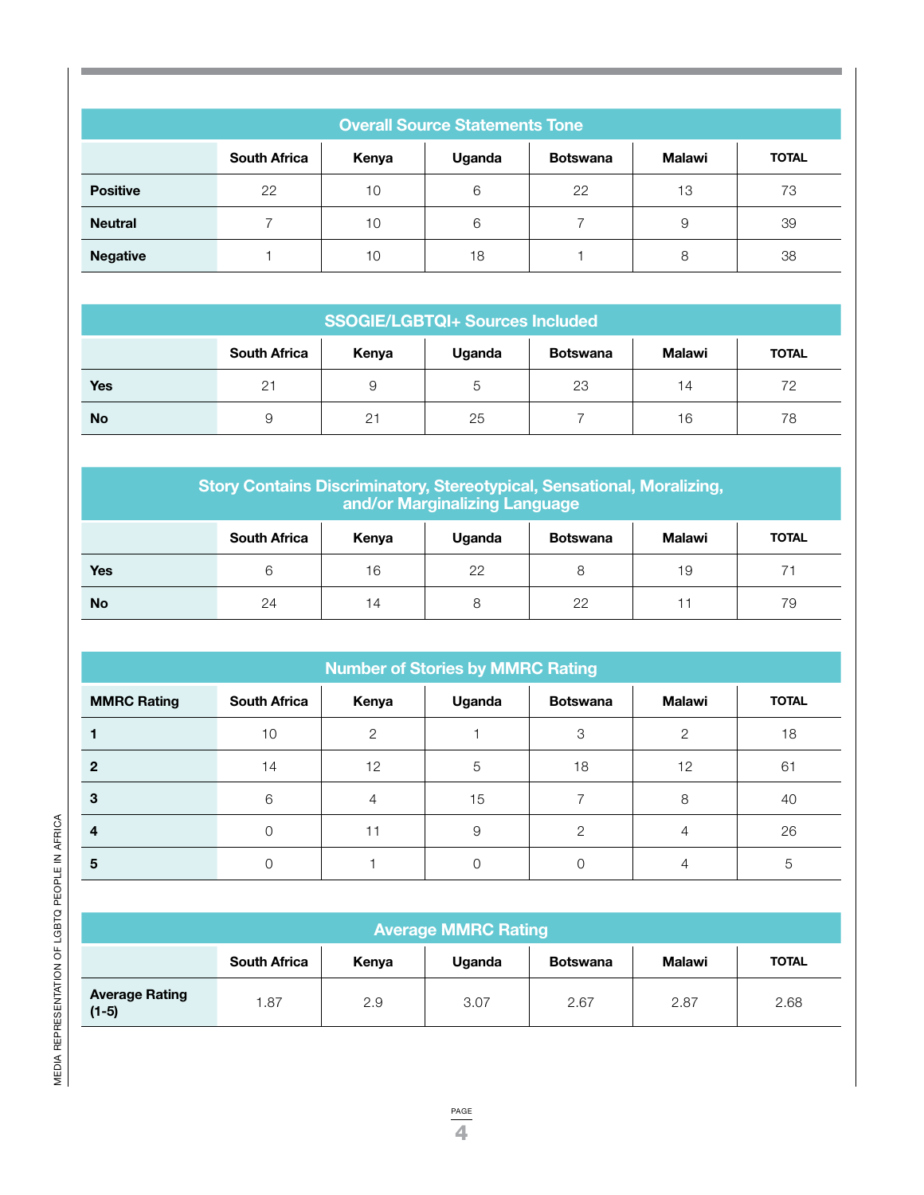| Overall Source Statements Tone | | | | | | |
|---|---|---|---|---|---|---|
| | **South Africa** | **Kenya** | **Uganda** | **Botswana** | **Malawi** | **TOTAL** |
| **Positive** | 22 | 10 | 6 | 22 | 13 | 73 |
| **Neutral** | 7 | 10 | 6 | 7 | 9 | 39 |
| **Negative** | 1 | 10 | 18 | 1 | 8 | 38 |

| SSOGIE/LGBTQI+ Sources Included | | | | | | |
|---|---|---|---|---|---|---|
| | **South Africa** | **Kenya** | **Uganda** | **Botswana** | **Malawi** | **TOTAL** |
| **Yes** | 21 | 9 | 5 | 23 | 14 | 72 |
| **No** | 9 | 21 | 25 | 7 | 16 | 78 |

| Story Contains Discriminatory, Stereotypical, Sensational, Moralizing, and/or Marginalizing Language | | | | | | |
|---|---|---|---|---|---|---|
| | **South Africa** | **Kenya** | **Uganda** | **Botswana** | **Malawi** | **TOTAL** |
| **Yes** | 6 | 16 | 22 | 8 | 19 | 71 |
| **No** | 24 | 14 | 8 | 22 | 11 | 79 |

| Number of Stories by MMRC Rating | | | | | | |
|---|---|---|---|---|---|---|
| **MMRC Rating** | **South Africa** | **Kenya** | **Uganda** | **Botswana** | **Malawi** | **TOTAL** |
| **1** | 10 | 2 | 1 | 3 | 2 | 18 |
| **2** | 14 | 12 | 5 | 18 | 12 | 61 |
| **3** | 6 | 4 | 15 | 7 | 8 | 40 |
| **4** | 0 | 11 | 9 | 2 | 4 | 26 |
| **5** | 0 | 1 | 0 | 0 | 4 | 5 |

| Average MMRC Rating | | | | | | |
|---|---|---|---|---|---|---|
| | **South Africa** | **Kenya** | **Uganda** | **Botswana** | **Malawi** | **TOTAL** |
| **Average Rating (1-5)** | 1.87 | 2.9 | 3.07 | 2.67 | 2.87 | 2.68 |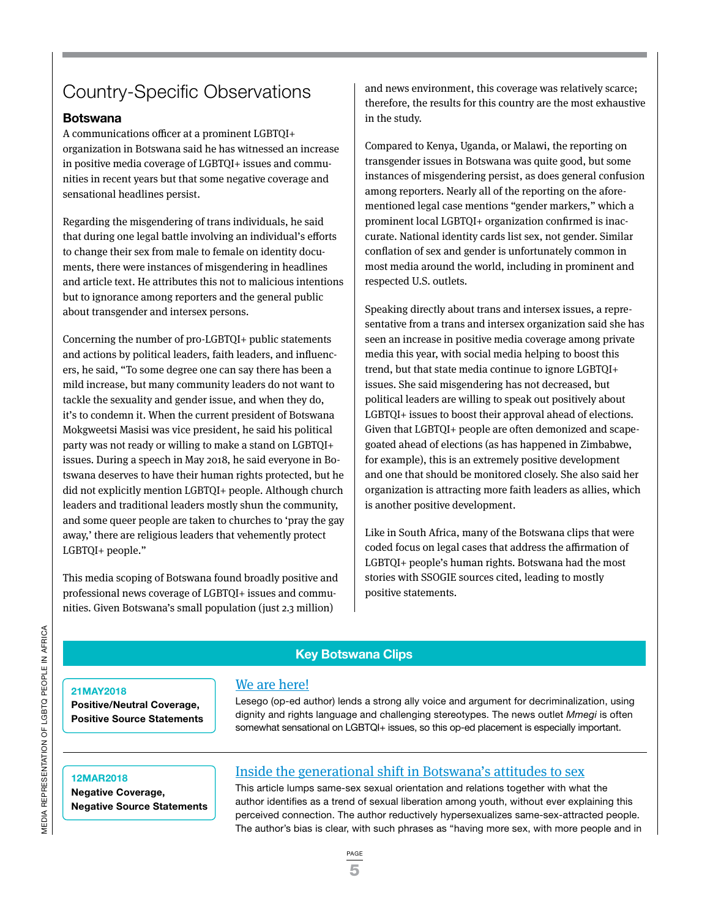# Country-Specific Observations

## Botswana

A communications officer at a prominent LGBTQI+ organization in Botswana said he has witnessed an increase in positive media coverage of LGBTQI+ issues and communities in recent years but that some negative coverage and sensational headlines persist.

Regarding the misgendering of trans individuals, he said that during one legal battle involving an individual's efforts to change their sex from male to female on identity documents, there were instances of misgendering in headlines and article text. He attributes this not to malicious intentions but to ignorance among reporters and the general public about transgender and intersex persons.

Concerning the number of pro-LGBTQI+ public statements and actions by political leaders, faith leaders, and influencers, he said, "To some degree one can say there has been a mild increase, but many community leaders do not want to tackle the sexuality and gender issue, and when they do, it's to condemn it. When the current president of Botswana Mokgweetsi Masisi was vice president, he said his political party was not ready or willing to make a stand on LGBTQI+ issues. During a speech in May 2018, he said everyone in Botswana deserves to have their human rights protected, but he did not explicitly mention LGBTQI+ people. Although church leaders and traditional leaders mostly shun the community, and some queer people are taken to churches to 'pray the gay away,' there are religious leaders that vehemently protect LGBTQI+ people."

This media scoping of Botswana found broadly positive and professional news coverage of LGBTQI+ issues and communities. Given Botswana's small population (just 2.3 million) and news environment, this coverage was relatively scarce; therefore, the results for this country are the most exhaustive in the study.

Compared to Kenya, Uganda, or Malawi, the reporting on transgender issues in Botswana was quite good, but some instances of misgendering persist, as does general confusion among reporters. Nearly all of the reporting on the aforementioned legal case mentions "gender markers," which a prominent local LGBTQI+ organization confirmed is inaccurate. National identity cards list sex, not gender. Similar conflation of sex and gender is unfortunately common in most media around the world, including in prominent and respected U.S. outlets.

Speaking directly about trans and intersex issues, a representative from a trans and intersex organization said she has seen an increase in positive media coverage among private media this year, with social media helping to boost this trend, but that state media continue to ignore LGBTQI+ issues. She said misgendering has not decreased, but political leaders are willing to speak out positively about LGBTQI+ issues to boost their approval ahead of elections. Given that LGBTQI+ people are often demonized and scapegoated ahead of elections (as has happened in Zimbabwe, for example), this is an extremely positive development and one that should be monitored closely. She also said her organization is attracting more faith leaders as allies, which is another positive development.

Like in South Africa, many of the Botswana clips that were coded focus on legal cases that address the affirmation of LGBTQI+ people's human rights. Botswana had the most stories with SSOGIE sources cited, leading to mostly positive statements.

### Key Botswana Clips

**21MAY2018**
**Positive/Neutral Coverage, Positive Source Statements**

We are here!

Lesego (op-ed author) lends a strong ally voice and argument for decriminalization, using dignity and rights language and challenging stereotypes. The news outlet *Mmegi* is often somewhat sensational on LGBTQI+ issues, so this op-ed placement is especially important.

---

**12MAR2018**
**Negative Coverage, Negative Source Statements**

Inside the generational shift in Botswana's attitudes to sex

This article lumps same-sex sexual orientation and relations together with what the author identifies as a trend of sexual liberation among youth, without ever explaining this perceived connection. The author reductively hypersexualizes same-sex-attracted people. The author's bias is clear, with such phrases as "having more sex, with more people and in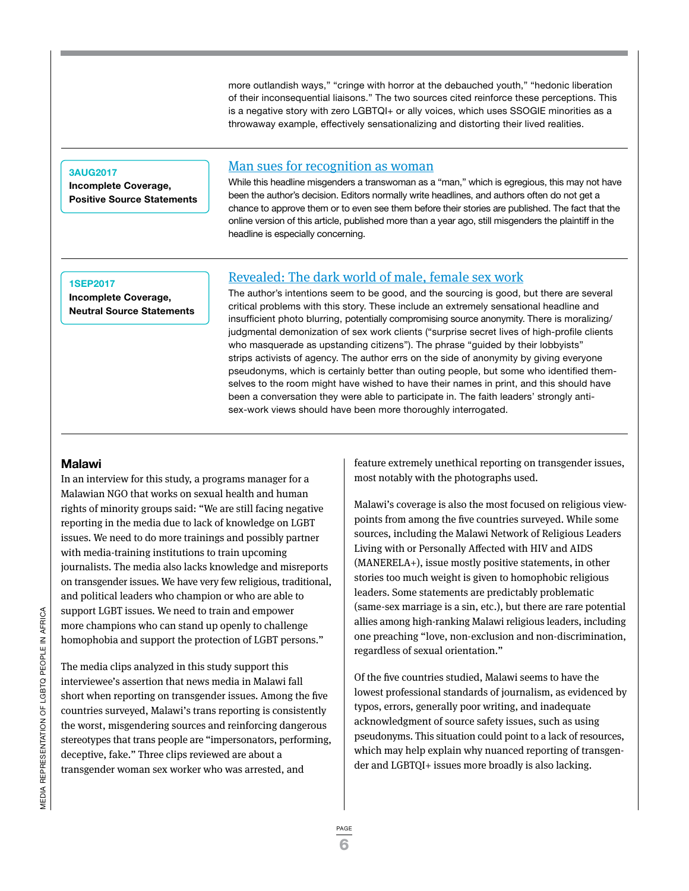more outlandish ways," "cringe with horror at the debauched youth," "hedonic liberation of their inconsequential liaisons." The two sources cited reinforce these perceptions. This is a negative story with zero LGBTQI+ or ally voices, which uses SSOGIE minorities as a throwaway example, effectively sensationalizing and distorting their lived realities.

---

**3AUG2017**
**Incomplete Coverage, Positive Source Statements**

### Man sues for recognition as woman

While this headline misgenders a transwoman as a "man," which is egregious, this may not have been the author's decision. Editors normally write headlines, and authors often do not get a chance to approve them or to even see them before their stories are published. The fact that the online version of this article, published more than a year ago, still misgenders the plaintiff in the headline is especially concerning.

---

**1SEP2017**
**Incomplete Coverage, Neutral Source Statements**

### Revealed: The dark world of male, female sex work

The author's intentions seem to be good, and the sourcing is good, but there are several critical problems with this story. These include an extremely sensational headline and insufficient photo blurring, potentially compromising source anonymity. There is moralizing/judgmental demonization of sex work clients ("surprise secret lives of high-profile clients who masquerade as upstanding citizens"). The phrase "guided by their lobbyists" strips activists of agency. The author errs on the side of anonymity by giving everyone pseudonyms, which is certainly better than outing people, but some who identified themselves to the room might have wished to have their names in print, and this should have been a conversation they were able to participate in. The faith leaders' strongly anti-sex-work views should have been more thoroughly interrogated.

---

## Malawi

In an interview for this study, a programs manager for a Malawian NGO that works on sexual health and human rights of minority groups said: "We are still facing negative reporting in the media due to lack of knowledge on LGBT issues. We need to do more trainings and possibly partner with media-training institutions to train upcoming journalists. The media also lacks knowledge and misreports on transgender issues. We have very few religious, traditional, and political leaders who champion or who are able to support LGBT issues. We need to train and empower more champions who can stand up openly to challenge homophobia and support the protection of LGBT persons."

The media clips analyzed in this study support this interviewee's assertion that news media in Malawi fall short when reporting on transgender issues. Among the five countries surveyed, Malawi's trans reporting is consistently the worst, misgendering sources and reinforcing dangerous stereotypes that trans people are "impersonators, performing, deceptive, fake." Three clips reviewed are about a transgender woman sex worker who was arrested, and feature extremely unethical reporting on transgender issues, most notably with the photographs used.

Malawi's coverage is also the most focused on religious viewpoints from among the five countries surveyed. While some sources, including the Malawi Network of Religious Leaders Living with or Personally Affected with HIV and AIDS (MANERELA+), issue mostly positive statements, in other stories too much weight is given to homophobic religious leaders. Some statements are predictably problematic (same-sex marriage is a sin, etc.), but there are rare potential allies among high-ranking Malawi religious leaders, including one preaching "love, non-exclusion and non-discrimination, regardless of sexual orientation."

Of the five countries studied, Malawi seems to have the lowest professional standards of journalism, as evidenced by typos, errors, generally poor writing, and inadequate acknowledgment of source safety issues, such as using pseudonyms. This situation could point to a lack of resources, which may help explain why nuanced reporting of transgender and LGBTQI+ issues more broadly is also lacking.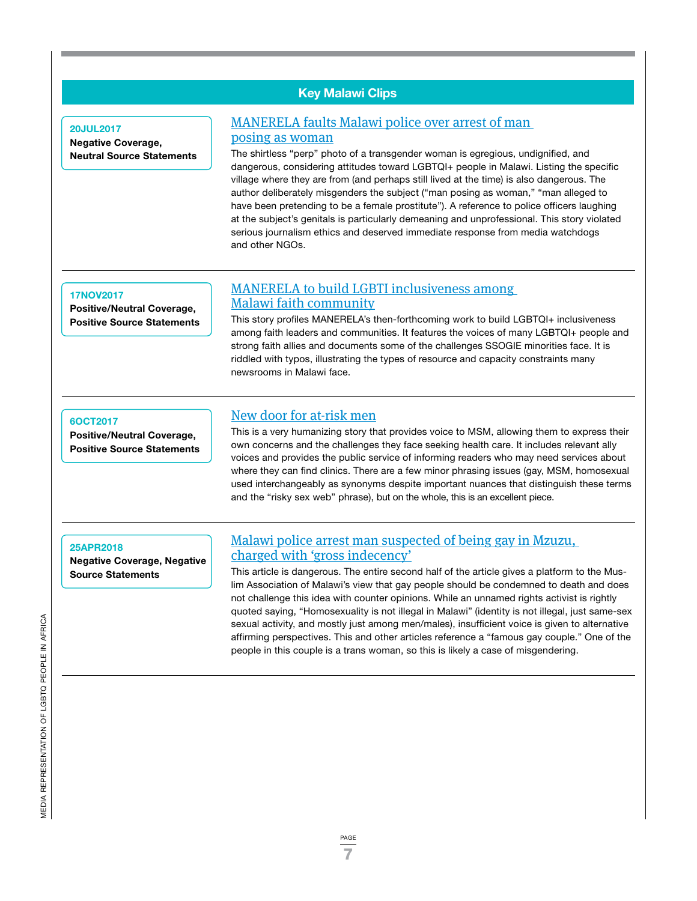## Key Malawi Clips

**20JUL2017**
**Negative Coverage, Neutral Source Statements**

### MANERELA faults Malawi police over arrest of man posing as woman

The shirtless "perp" photo of a transgender woman is egregious, undignified, and dangerous, considering attitudes toward LGBTQI+ people in Malawi. Listing the specific village where they are from (and perhaps still lived at the time) is also dangerous. The author deliberately misgenders the subject ("man posing as woman," "man alleged to have been pretending to be a female prostitute"). A reference to police officers laughing at the subject's genitals is particularly demeaning and unprofessional. This story violated serious journalism ethics and deserved immediate response from media watchdogs and other NGOs.

---

**17NOV2017**
**Positive/Neutral Coverage, Positive Source Statements**

### MANERELA to build LGBTI inclusiveness among Malawi faith community

This story profiles MANERELA's then-forthcoming work to build LGBTQI+ inclusiveness among faith leaders and communities. It features the voices of many LGBTQI+ people and strong faith allies and documents some of the challenges SSOGIE minorities face. It is riddled with typos, illustrating the types of resource and capacity constraints many newsrooms in Malawi face.

---

**6OCT2017**
**Positive/Neutral Coverage, Positive Source Statements**

### New door for at-risk men

This is a very humanizing story that provides voice to MSM, allowing them to express their own concerns and the challenges they face seeking health care. It includes relevant ally voices and provides the public service of informing readers who may need services about where they can find clinics. There are a few minor phrasing issues (gay, MSM, homosexual used interchangeably as synonyms despite important nuances that distinguish these terms and the "risky sex web" phrase), but on the whole, this is an excellent piece.

---

**25APR2018**
**Negative Coverage, Negative Source Statements**

### Malawi police arrest man suspected of being gay in Mzuzu, charged with 'gross indecency'

This article is dangerous. The entire second half of the article gives a platform to the Muslim Association of Malawi's view that gay people should be condemned to death and does not challenge this idea with counter opinions. While an unnamed rights activist is rightly quoted saying, "Homosexuality is not illegal in Malawi" (identity is not illegal, just same-sex sexual activity, and mostly just among men/males), insufficient voice is given to alternative affirming perspectives. This and other articles reference a "famous gay couple." One of the people in this couple is a trans woman, so this is likely a case of misgendering.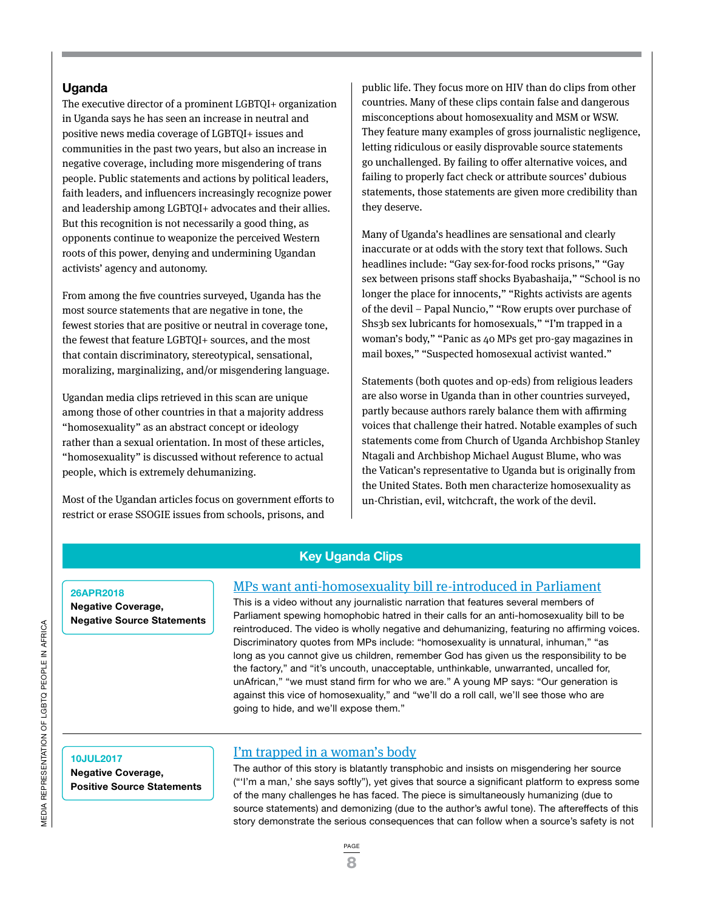## Uganda

The executive director of a prominent LGBTQI+ organization in Uganda says he has seen an increase in neutral and positive news media coverage of LGBTQI+ issues and communities in the past two years, but also an increase in negative coverage, including more misgendering of trans people. Public statements and actions by political leaders, faith leaders, and influencers increasingly recognize power and leadership among LGBTQI+ advocates and their allies. But this recognition is not necessarily a good thing, as opponents continue to weaponize the perceived Western roots of this power, denying and undermining Ugandan activists' agency and autonomy.

From among the five countries surveyed, Uganda has the most source statements that are negative in tone, the fewest stories that are positive or neutral in coverage tone, the fewest that feature LGBTQI+ sources, and the most that contain discriminatory, stereotypical, sensational, moralizing, marginalizing, and/or misgendering language.

Ugandan media clips retrieved in this scan are unique among those of other countries in that a majority address "homosexuality" as an abstract concept or ideology rather than a sexual orientation. In most of these articles, "homosexuality" is discussed without reference to actual people, which is extremely dehumanizing.

Most of the Ugandan articles focus on government efforts to restrict or erase SSOGIE issues from schools, prisons, and public life. They focus more on HIV than do clips from other countries. Many of these clips contain false and dangerous misconceptions about homosexuality and MSM or WSW. They feature many examples of gross journalistic negligence, letting ridiculous or easily disprovable source statements go unchallenged. By failing to offer alternative voices, and failing to properly fact check or attribute sources' dubious statements, those statements are given more credibility than they deserve.

Many of Uganda's headlines are sensational and clearly inaccurate or at odds with the story text that follows. Such headlines include: "Gay sex-for-food rocks prisons," "Gay sex between prisons staff shocks Byabashaija," "School is no longer the place for innocents," "Rights activists are agents of the devil – Papal Nuncio," "Row erupts over purchase of Shs3b sex lubricants for homosexuals," "I'm trapped in a woman's body," "Panic as 40 MPs get pro-gay magazines in mail boxes," "Suspected homosexual activist wanted."

Statements (both quotes and op-eds) from religious leaders are also worse in Uganda than in other countries surveyed, partly because authors rarely balance them with affirming voices that challenge their hatred. Notable examples of such statements come from Church of Uganda Archbishop Stanley Ntagali and Archbishop Michael August Blume, who was the Vatican's representative to Uganda but is originally from the United States. Both men characterize homosexuality as un-Christian, evil, witchcraft, the work of the devil.

### Key Uganda Clips

**26APR2018**
**Negative Coverage, Negative Source Statements**

[MPs want anti-homosexuality bill re-introduced in Parliament]

This is a video without any journalistic narration that features several members of Parliament spewing homophobic hatred in their calls for an anti-homosexuality bill to be reintroduced. The video is wholly negative and dehumanizing, featuring no affirming voices. Discriminatory quotes from MPs include: "homosexuality is unnatural, inhuman," "as long as you cannot give us children, remember God has given us the responsibility to be the factory," and "it's uncouth, unacceptable, unthinkable, unwarranted, uncalled for, unAfrican," "we must stand firm for who we are." A young MP says: "Our generation is against this vice of homosexuality," and "we'll do a roll call, we'll see those who are going to hide, and we'll expose them."

**10JUL2017**
**Negative Coverage, Positive Source Statements**

[I'm trapped in a woman's body]

The author of this story is blatantly transphobic and insists on misgendering her source ("'I'm a man,' she says softly"), yet gives that source a significant platform to express some of the many challenges he has faced. The piece is simultaneously humanizing (due to source statements) and demonizing (due to the author's awful tone). The aftereffects of this story demonstrate the serious consequences that can follow when a source's safety is not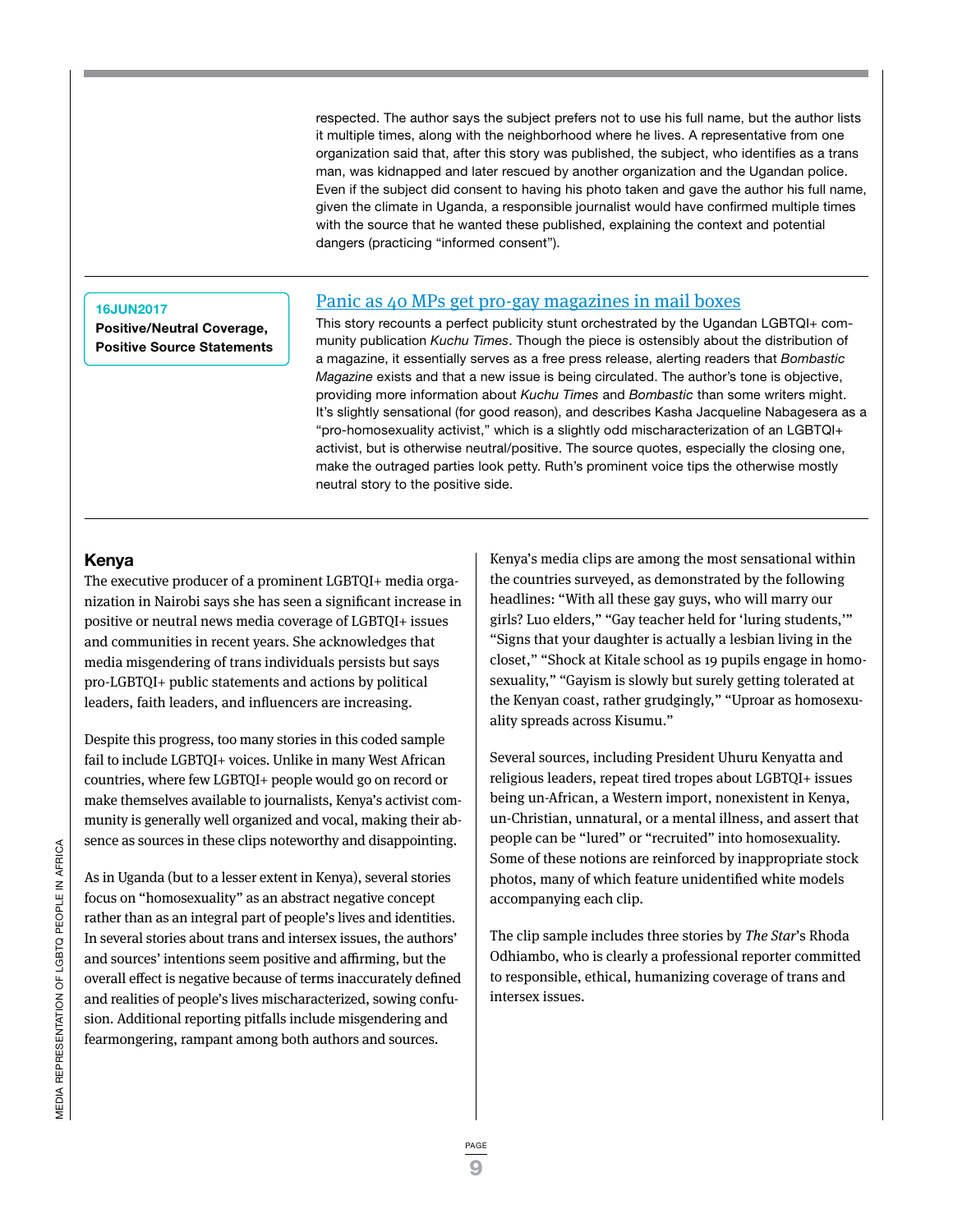respected. The author says the subject prefers not to use his full name, but the author lists it multiple times, along with the neighborhood where he lives. A representative from one organization said that, after this story was published, the subject, who identifies as a trans man, was kidnapped and later rescued by another organization and the Ugandan police. Even if the subject did consent to having his photo taken and gave the author his full name, given the climate in Uganda, a responsible journalist would have confirmed multiple times with the source that he wanted these published, explaining the context and potential dangers (practicing "informed consent").

---

**16JUN2017**
**Positive/Neutral Coverage, Positive Source Statements**

### Panic as 40 MPs get pro-gay magazines in mail boxes

This story recounts a perfect publicity stunt orchestrated by the Ugandan LGBTQI+ community publication *Kuchu Times*. Though the piece is ostensibly about the distribution of a magazine, it essentially serves as a free press release, alerting readers that *Bombastic Magazine* exists and that a new issue is being circulated. The author's tone is objective, providing more information about *Kuchu Times* and *Bombastic* than some writers might. It's slightly sensational (for good reason), and describes Kasha Jacqueline Nabagesera as a "pro-homosexuality activist," which is a slightly odd mischaracterization of an LGBTQI+ activist, but is otherwise neutral/positive. The source quotes, especially the closing one, make the outraged parties look petty. Ruth's prominent voice tips the otherwise mostly neutral story to the positive side.

---

## Kenya

The executive producer of a prominent LGBTQI+ media organization in Nairobi says she has seen a significant increase in positive or neutral news media coverage of LGBTQI+ issues and communities in recent years. She acknowledges that media misgendering of trans individuals persists but says pro-LGBTQI+ public statements and actions by political leaders, faith leaders, and influencers are increasing.

Despite this progress, too many stories in this coded sample fail to include LGBTQI+ voices. Unlike in many West African countries, where few LGBTQI+ people would go on record or make themselves available to journalists, Kenya's activist community is generally well organized and vocal, making their absence as sources in these clips noteworthy and disappointing.

As in Uganda (but to a lesser extent in Kenya), several stories focus on "homosexuality" as an abstract negative concept rather than as an integral part of people's lives and identities. In several stories about trans and intersex issues, the authors' and sources' intentions seem positive and affirming, but the overall effect is negative because of terms inaccurately defined and realities of people's lives mischaracterized, sowing confusion. Additional reporting pitfalls include misgendering and fearmongering, rampant among both authors and sources.

Kenya's media clips are among the most sensational within the countries surveyed, as demonstrated by the following headlines: "With all these gay guys, who will marry our girls? Luo elders," "Gay teacher held for 'luring students,'" "Signs that your daughter is actually a lesbian living in the closet," "Shock at Kitale school as 19 pupils engage in homosexuality," "Gayism is slowly but surely getting tolerated at the Kenyan coast, rather grudgingly," "Uproar as homosexuality spreads across Kisumu."

Several sources, including President Uhuru Kenyatta and religious leaders, repeat tired tropes about LGBTQI+ issues being un-African, a Western import, nonexistent in Kenya, un-Christian, unnatural, or a mental illness, and assert that people can be "lured" or "recruited" into homosexuality. Some of these notions are reinforced by inappropriate stock photos, many of which feature unidentified white models accompanying each clip.

The clip sample includes three stories by *The Star*'s Rhoda Odhiambo, who is clearly a professional reporter committed to responsible, ethical, humanizing coverage of trans and intersex issues.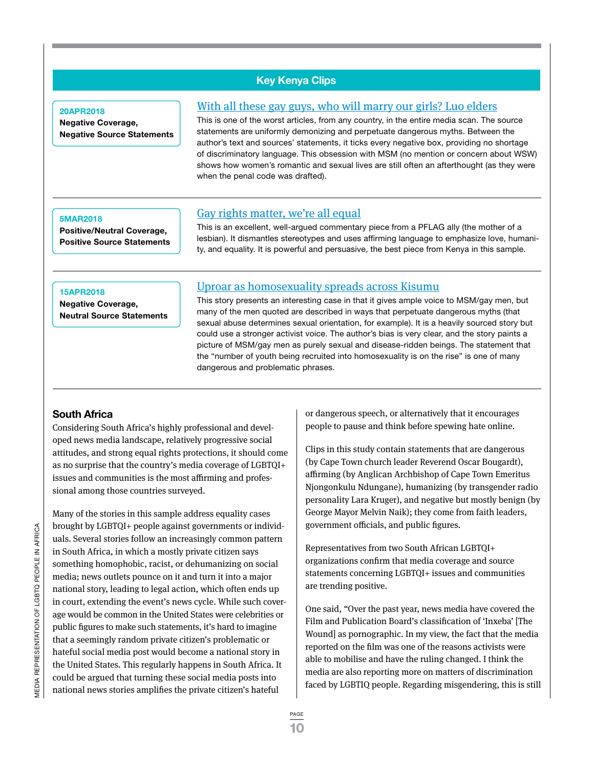## Key Kenya Clips

**20APR2018**
**Negative Coverage, Negative Source Statements**

### With all these gay guys, who will marry our girls? Luo elders

This is one of the worst articles, from any country, in the entire media scan. The source statements are uniformly demonizing and perpetuate dangerous myths. Between the author's text and sources' statements, it ticks every negative box, providing no shortage of discriminatory language. This obsession with MSM (no mention or concern about WSW) shows how women's romantic and sexual lives are still often an afterthought (as they were when the penal code was drafted).

---

**5MAR2018**
**Positive/Neutral Coverage, Positive Source Statements**

### Gay rights matter, we're all equal

This is an excellent, well-argued commentary piece from a PFLAG ally (the mother of a lesbian). It dismantles stereotypes and uses affirming language to emphasize love, humanity, and equality. It is powerful and persuasive, the best piece from Kenya in this sample.

---

**15APR2018**
**Negative Coverage, Neutral Source Statements**

### Uproar as homosexuality spreads across Kisumu

This story presents an interesting case in that it gives ample voice to MSM/gay men, but many of the men quoted are described in ways that perpetuate dangerous myths (that sexual abuse determines sexual orientation, for example). It is a heavily sourced story but could use a stronger activist voice. The author's bias is very clear, and the story paints a picture of MSM/gay men as purely sexual and disease-ridden beings. The statement that the "number of youth being recruited into homosexuality is on the rise" is one of many dangerous and problematic phrases.

---

## South Africa

Considering South Africa's highly professional and developed news media landscape, relatively progressive social attitudes, and strong equal rights protections, it should come as no surprise that the country's media coverage of LGBTQI+ issues and communities is the most affirming and professional among those countries surveyed.

Many of the stories in this sample address equality cases brought by LGBTQI+ people against governments or individuals. Several stories follow an increasingly common pattern in South Africa, in which a mostly private citizen says something homophobic, racist, or dehumanizing on social media; news outlets pounce on it and turn it into a major national story, leading to legal action, which often ends up in court, extending the event's news cycle. While such coverage would be common in the United States were celebrities or public figures to make such statements, it's hard to imagine that a seemingly random private citizen's problematic or hateful social media post would become a national story in the United States. This regularly happens in South Africa. It could be argued that turning these social media posts into national news stories amplifies the private citizen's hateful or dangerous speech, or alternatively that it encourages people to pause and think before spewing hate online.

Clips in this study contain statements that are dangerous (by Cape Town church leader Reverend Oscar Bougardt), affirming (by Anglican Archbishop of Cape Town Emeritus Njongonkulu Ndungane), humanizing (by transgender radio personality Lara Kruger), and negative but mostly benign (by George Mayor Melvin Naik); they come from faith leaders, government officials, and public figures.

Representatives from two South African LGBTQI+ organizations confirm that media coverage and source statements concerning LGBTQI+ issues and communities are trending positive.

One said, "Over the past year, news media have covered the Film and Publication Board's classification of 'Inxeba' [The Wound] as pornographic. In my view, the fact that the media reported on the film was one of the reasons activists were able to mobilise and have the ruling changed. I think the media are also reporting more on matters of discrimination faced by LGBTIQ people. Regarding misgendering, this is still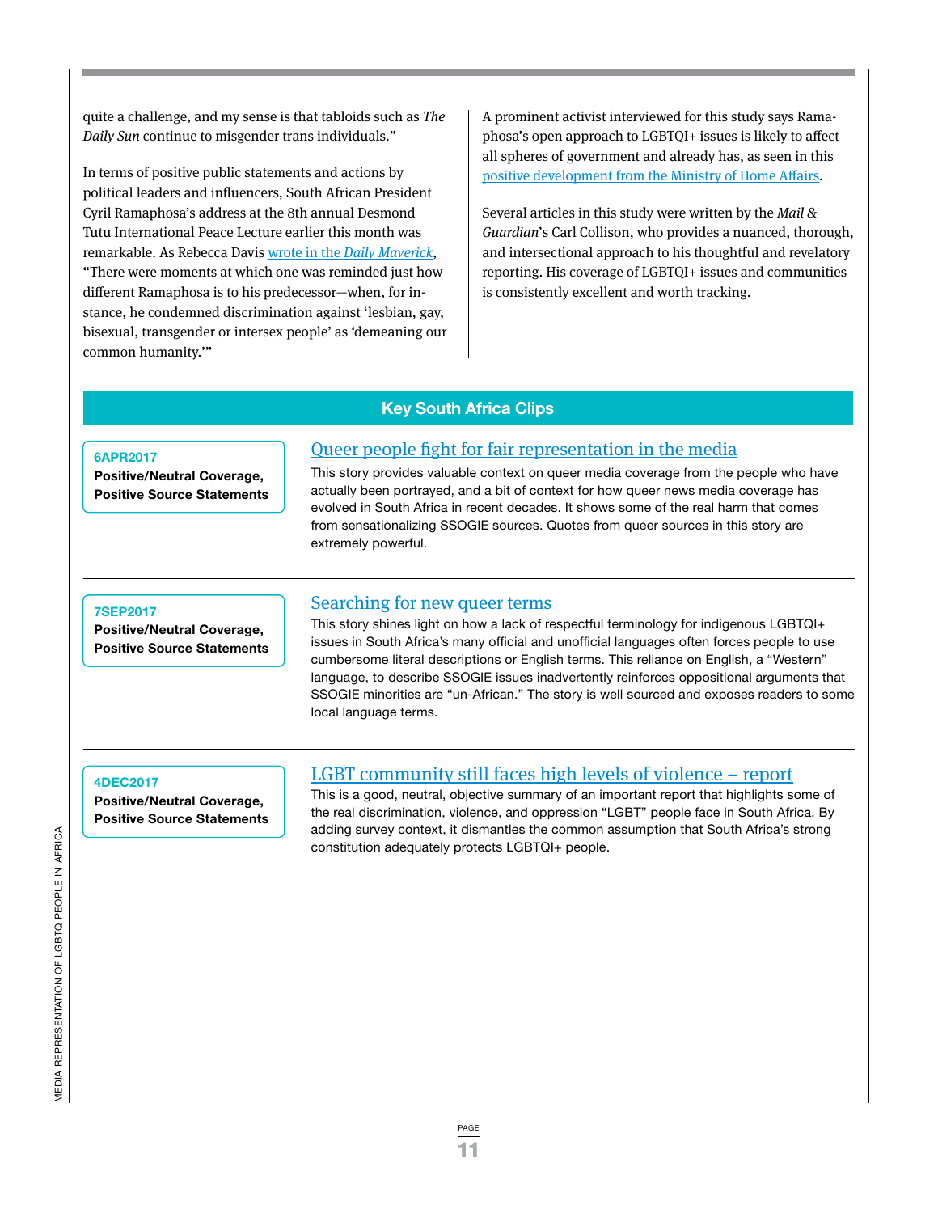quite a challenge, and my sense is that tabloids such as *The Daily Sun* continue to misgender trans individuals."

In terms of positive public statements and actions by political leaders and influencers, South African President Cyril Ramaphosa's address at the 8th annual Desmond Tutu International Peace Lecture earlier this month was remarkable. As Rebecca Davis wrote in the *Daily Maverick*, "There were moments at which one was reminded just how different Ramaphosa is to his predecessor—when, for instance, he condemned discrimination against 'lesbian, gay, bisexual, transgender or intersex people' as 'demeaning our common humanity.'"

A prominent activist interviewed for this study says Ramaphosa's open approach to LGBTQI+ issues is likely to affect all spheres of government and already has, as seen in this positive development from the Ministry of Home Affairs.

Several articles in this study were written by the *Mail & Guardian*'s Carl Collison, who provides a nuanced, thorough, and intersectional approach to his thoughtful and revelatory reporting. His coverage of LGBTQI+ issues and communities is consistently excellent and worth tracking.

## Key South Africa Clips

**6APR2017**
**Positive/Neutral Coverage, Positive Source Statements**

### Queer people fight for fair representation in the media

This story provides valuable context on queer media coverage from the people who have actually been portrayed, and a bit of context for how queer news media coverage has evolved in South Africa in recent decades. It shows some of the real harm that comes from sensationalizing SSOGIE sources. Quotes from queer sources in this story are extremely powerful.

---

**7SEP2017**
**Positive/Neutral Coverage, Positive Source Statements**

### Searching for new queer terms

This story shines light on how a lack of respectful terminology for indigenous LGBTQI+ issues in South Africa's many official and unofficial languages often forces people to use cumbersome literal descriptions or English terms. This reliance on English, a "Western" language, to describe SSOGIE issues inadvertently reinforces oppositional arguments that SSOGIE minorities are "un-African." The story is well sourced and exposes readers to some local language terms.

---

**4DEC2017**
**Positive/Neutral Coverage, Positive Source Statements**

### LGBT community still faces high levels of violence – report

This is a good, neutral, objective summary of an important report that highlights some of the real discrimination, violence, and oppression "LGBT" people face in South Africa. By adding survey context, it dismantles the common assumption that South Africa's strong constitution adequately protects LGBTQI+ people.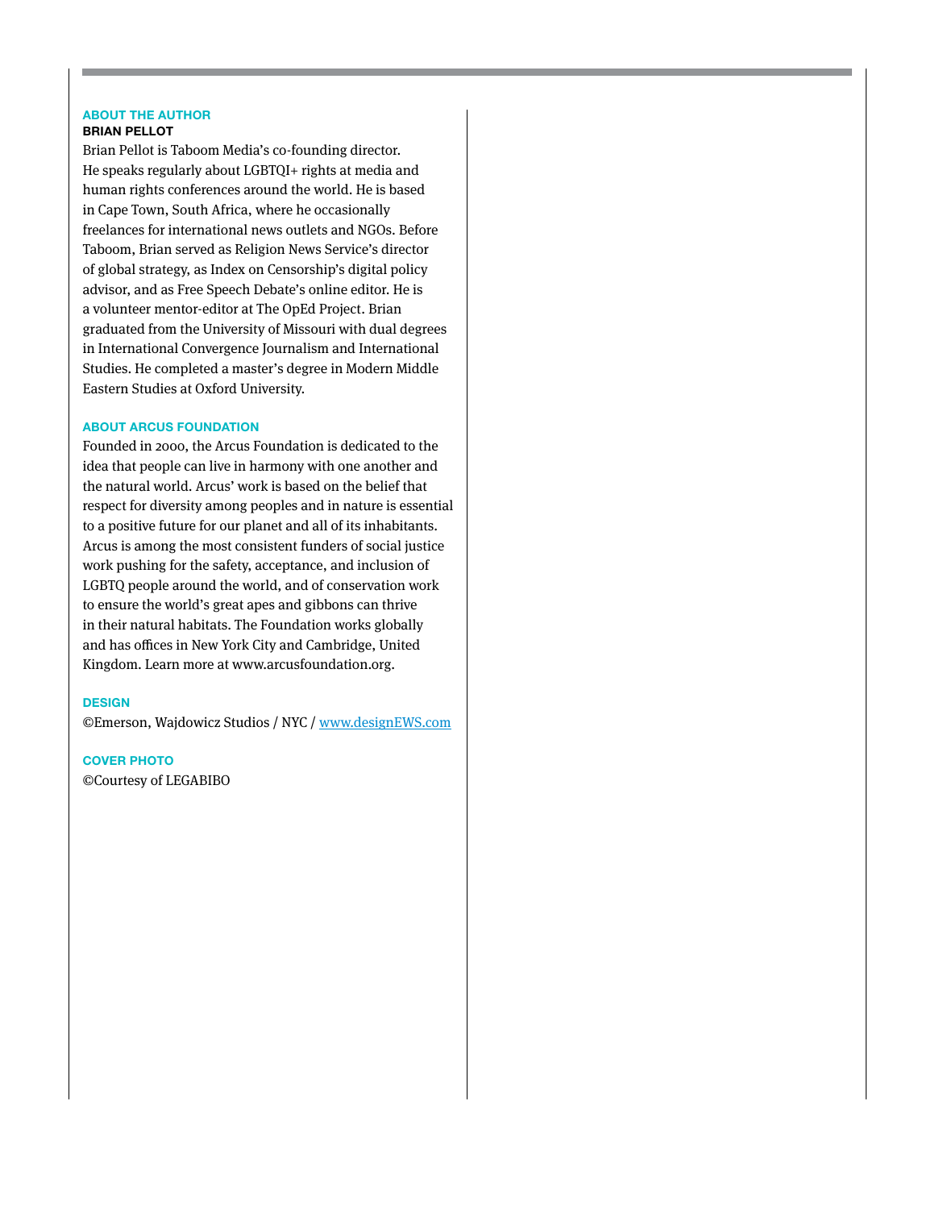## ABOUT THE AUTHOR

**BRIAN PELLOT**

Brian Pellot is Taboom Media's co-founding director. He speaks regularly about LGBTQI+ rights at media and human rights conferences around the world. He is based in Cape Town, South Africa, where he occasionally freelances for international news outlets and NGOs. Before Taboom, Brian served as Religion News Service's director of global strategy, as Index on Censorship's digital policy advisor, and as Free Speech Debate's online editor. He is a volunteer mentor-editor at The OpEd Project. Brian graduated from the University of Missouri with dual degrees in International Convergence Journalism and International Studies. He completed a master's degree in Modern Middle Eastern Studies at Oxford University.

## ABOUT ARCUS FOUNDATION

Founded in 2000, the Arcus Foundation is dedicated to the idea that people can live in harmony with one another and the natural world. Arcus' work is based on the belief that respect for diversity among peoples and in nature is essential to a positive future for our planet and all of its inhabitants. Arcus is among the most consistent funders of social justice work pushing for the safety, acceptance, and inclusion of LGBTQ people around the world, and of conservation work to ensure the world's great apes and gibbons can thrive in their natural habitats. The Foundation works globally and has offices in New York City and Cambridge, United Kingdom. Learn more at www.arcusfoundation.org.

## DESIGN

©Emerson, Wajdowicz Studios / NYC / www.designEWS.com

## COVER PHOTO

©Courtesy of LEGABIBO